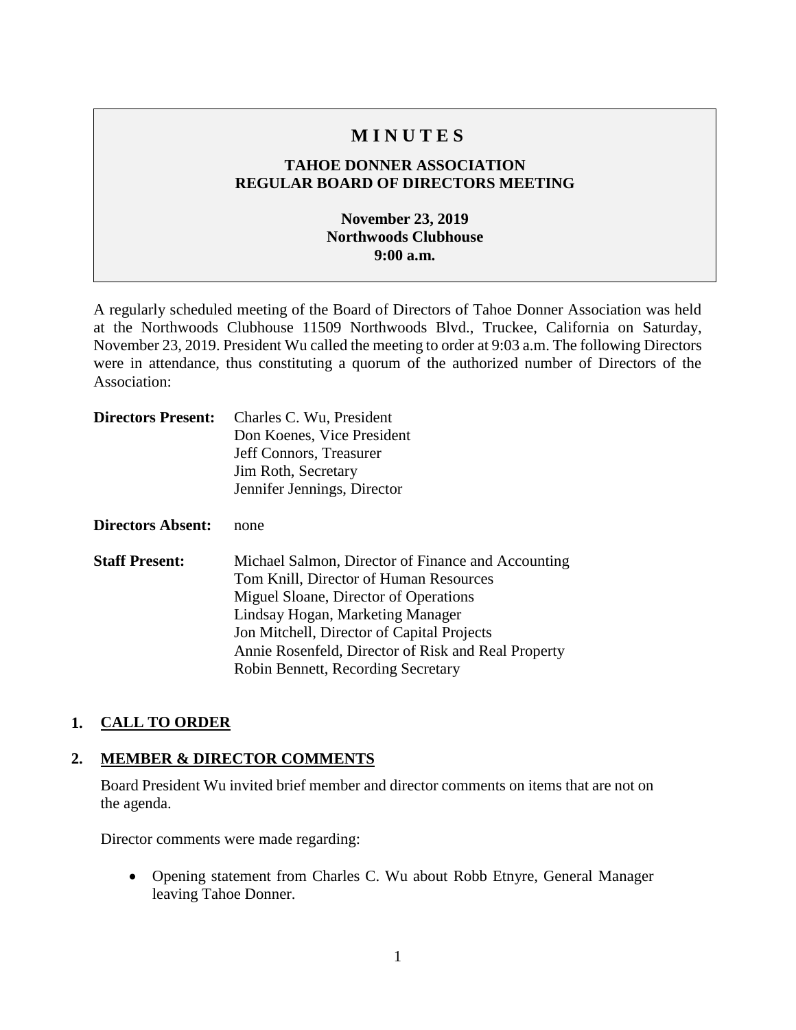# M I N U T E S

## TAHOE DONNER ASSOCIATION
## REGULAR BOARD OF DIRECTORS MEETING

**November 23, 2019**
**Northwoods Clubhouse**
**9:00 a.m.**

A regularly scheduled meeting of the Board of Directors of Tahoe Donner Association was held at the Northwoods Clubhouse 11509 Northwoods Blvd., Truckee, California on Saturday, November 23, 2019. President Wu called the meeting to order at 9:03 a.m. The following Directors were in attendance, thus constituting a quorum of the authorized number of Directors of the Association:

**Directors Present:**
Charles C. Wu, President
Don Koenes, Vice President
Jeff Connors, Treasurer
Jim Roth, Secretary
Jennifer Jennings, Director

**Directors Absent:** none

**Staff Present:**
Michael Salmon, Director of Finance and Accounting
Tom Knill, Director of Human Resources
Miguel Sloane, Director of Operations
Lindsay Hogan, Marketing Manager
Jon Mitchell, Director of Capital Projects
Annie Rosenfeld, Director of Risk and Real Property
Robin Bennett, Recording Secretary

## 1. CALL TO ORDER

## 2. MEMBER & DIRECTOR COMMENTS

Board President Wu invited brief member and director comments on items that are not on the agenda.

Director comments were made regarding:

- Opening statement from Charles C. Wu about Robb Etnyre, General Manager leaving Tahoe Donner.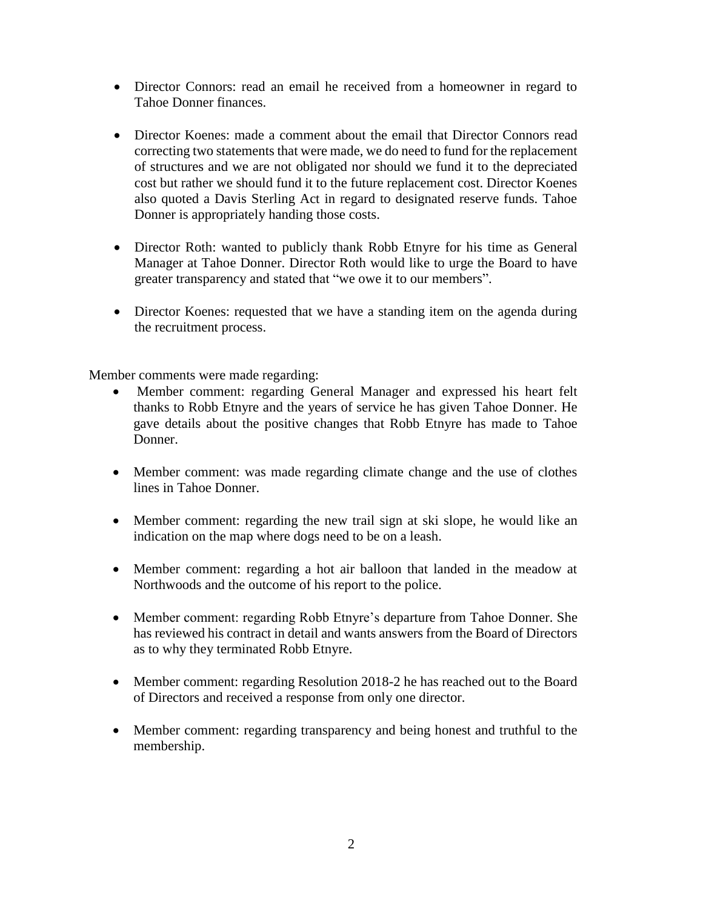- Director Connors: read an email he received from a homeowner in regard to Tahoe Donner finances.

- Director Koenes: made a comment about the email that Director Connors read correcting two statements that were made, we do need to fund for the replacement of structures and we are not obligated nor should we fund it to the depreciated cost but rather we should fund it to the future replacement cost. Director Koenes also quoted a Davis Sterling Act in regard to designated reserve funds. Tahoe Donner is appropriately handing those costs.

- Director Roth: wanted to publicly thank Robb Etnyre for his time as General Manager at Tahoe Donner. Director Roth would like to urge the Board to have greater transparency and stated that "we owe it to our members".

- Director Koenes: requested that we have a standing item on the agenda during the recruitment process.

Member comments were made regarding:

- Member comment: regarding General Manager and expressed his heart felt thanks to Robb Etnyre and the years of service he has given Tahoe Donner. He gave details about the positive changes that Robb Etnyre has made to Tahoe Donner.

- Member comment: was made regarding climate change and the use of clothes lines in Tahoe Donner.

- Member comment: regarding the new trail sign at ski slope, he would like an indication on the map where dogs need to be on a leash.

- Member comment: regarding a hot air balloon that landed in the meadow at Northwoods and the outcome of his report to the police.

- Member comment: regarding Robb Etnyre's departure from Tahoe Donner. She has reviewed his contract in detail and wants answers from the Board of Directors as to why they terminated Robb Etnyre.

- Member comment: regarding Resolution 2018-2 he has reached out to the Board of Directors and received a response from only one director.

- Member comment: regarding transparency and being honest and truthful to the membership.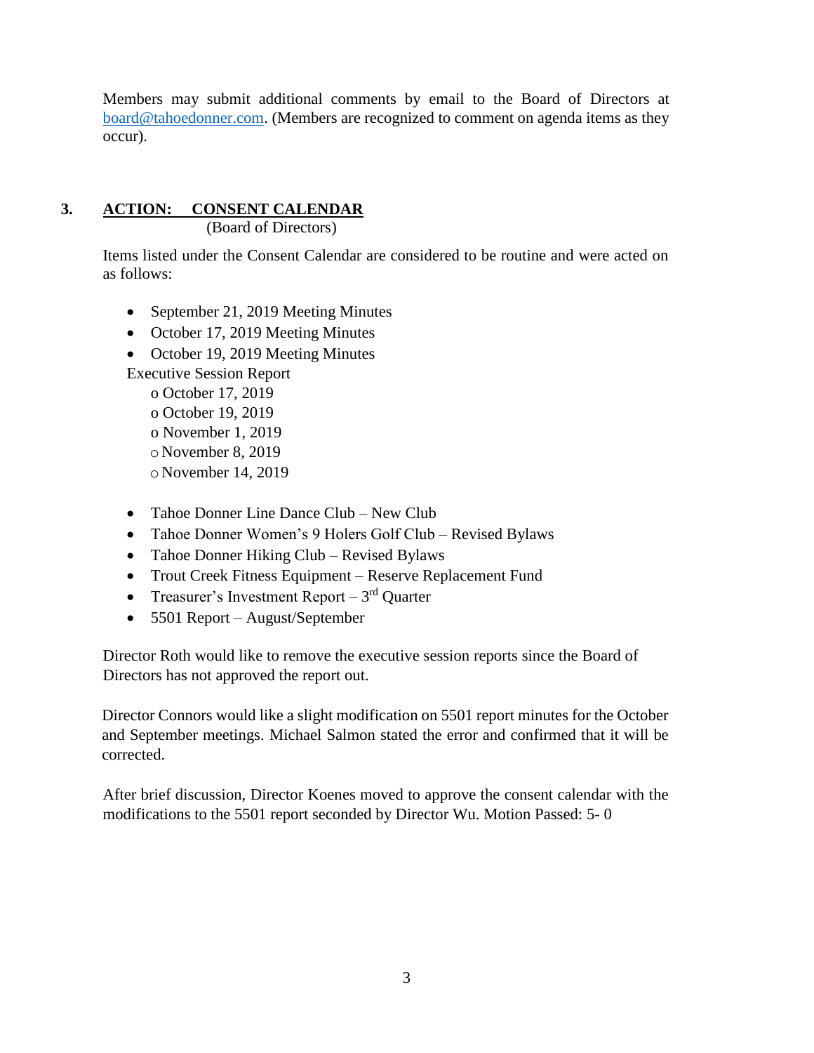Members may submit additional comments by email to the Board of Directors at board@tahoedonner.com. (Members are recognized to comment on agenda items as they occur).

## 3. ACTION: CONSENT CALENDAR

(Board of Directors)

Items listed under the Consent Calendar are considered to be routine and were acted on as follows:

- September 21, 2019 Meeting Minutes
- October 17, 2019 Meeting Minutes
- October 19, 2019 Meeting Minutes

Executive Session Report

- o October 17, 2019
- o October 19, 2019
- o November 1, 2019
- o November 8, 2019
- o November 14, 2019

- Tahoe Donner Line Dance Club – New Club
- Tahoe Donner Women's 9 Holers Golf Club – Revised Bylaws
- Tahoe Donner Hiking Club – Revised Bylaws
- Trout Creek Fitness Equipment – Reserve Replacement Fund
- Treasurer's Investment Report – 3rd Quarter
- 5501 Report – August/September

Director Roth would like to remove the executive session reports since the Board of Directors has not approved the report out.

Director Connors would like a slight modification on 5501 report minutes for the October and September meetings. Michael Salmon stated the error and confirmed that it will be corrected.

After brief discussion, Director Koenes moved to approve the consent calendar with the modifications to the 5501 report seconded by Director Wu. Motion Passed: 5- 0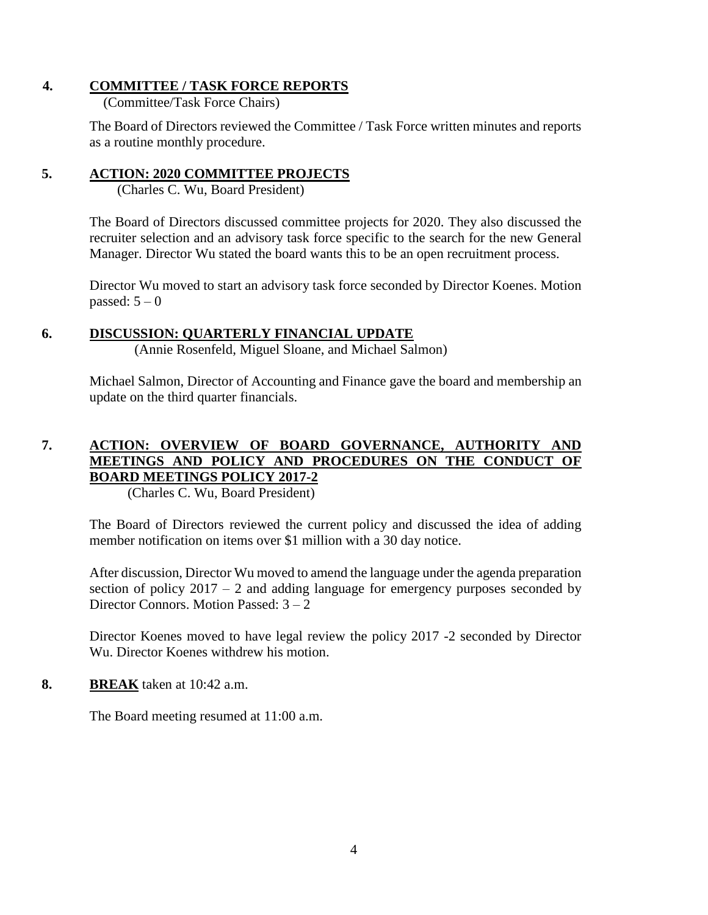## 4. **COMMITTEE / TASK FORCE REPORTS**

(Committee/Task Force Chairs)

The Board of Directors reviewed the Committee / Task Force written minutes and reports as a routine monthly procedure.

## 5. **ACTION: 2020 COMMITTEE PROJECTS**

(Charles C. Wu, Board President)

The Board of Directors discussed committee projects for 2020. They also discussed the recruiter selection and an advisory task force specific to the search for the new General Manager. Director Wu stated the board wants this to be an open recruitment process.

Director Wu moved to start an advisory task force seconded by Director Koenes. Motion passed: 5 – 0

## 6. **DISCUSSION: QUARTERLY FINANCIAL UPDATE**

(Annie Rosenfeld, Miguel Sloane, and Michael Salmon)

Michael Salmon, Director of Accounting and Finance gave the board and membership an update on the third quarter financials.

## 7. **ACTION: OVERVIEW OF BOARD GOVERNANCE, AUTHORITY AND MEETINGS AND POLICY AND PROCEDURES ON THE CONDUCT OF BOARD MEETINGS POLICY 2017-2**

(Charles C. Wu, Board President)

The Board of Directors reviewed the current policy and discussed the idea of adding member notification on items over $1 million with a 30 day notice.

After discussion, Director Wu moved to amend the language under the agenda preparation section of policy 2017 – 2 and adding language for emergency purposes seconded by Director Connors. Motion Passed: 3 – 2

Director Koenes moved to have legal review the policy 2017 -2 seconded by Director Wu. Director Koenes withdrew his motion.

## 8. **BREAK** taken at 10:42 a.m.

The Board meeting resumed at 11:00 a.m.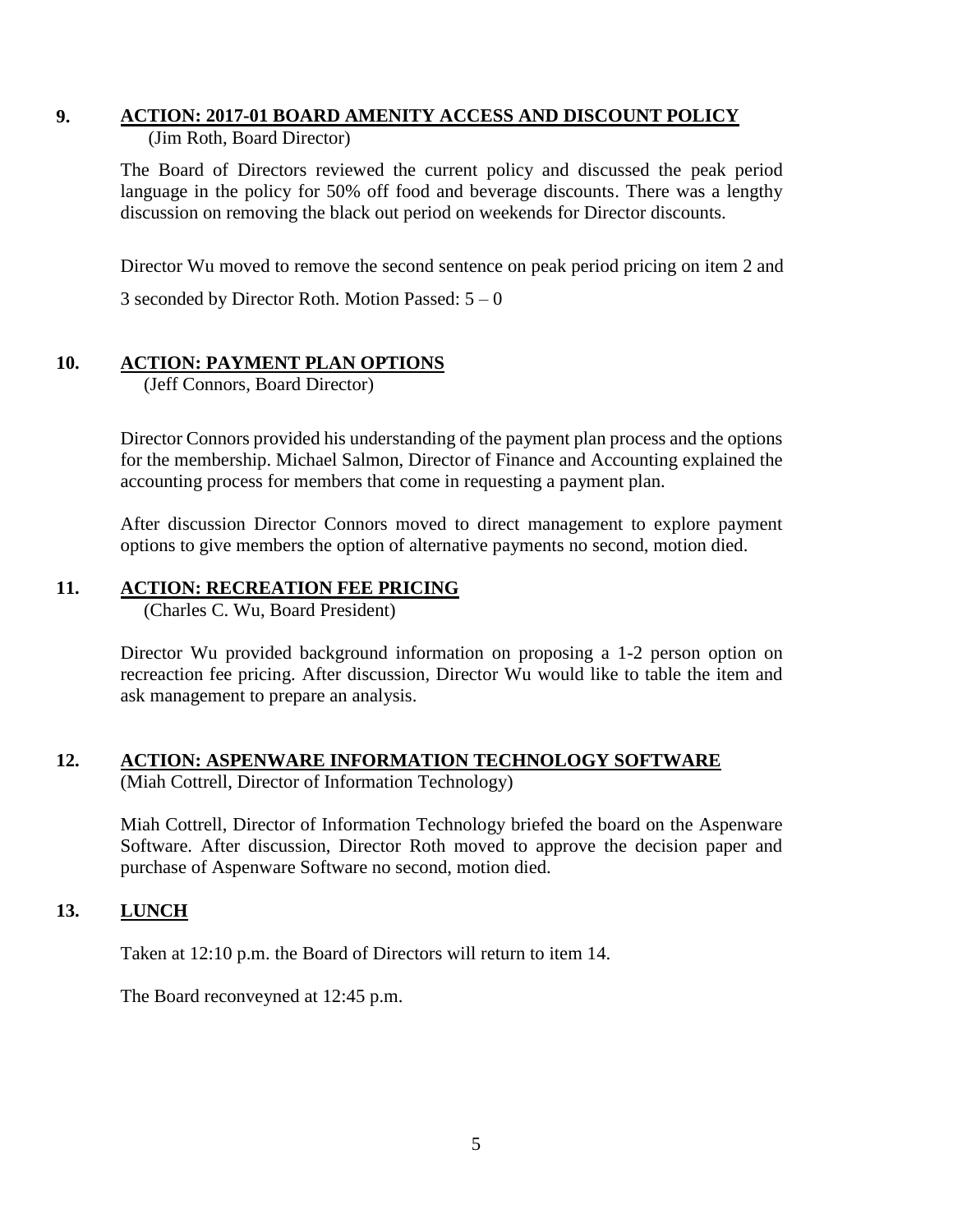## 9. ACTION: 2017-01 BOARD AMENITY ACCESS AND DISCOUNT POLICY

(Jim Roth, Board Director)

The Board of Directors reviewed the current policy and discussed the peak period language in the policy for 50% off food and beverage discounts. There was a lengthy discussion on removing the black out period on weekends for Director discounts.

Director Wu moved to remove the second sentence on peak period pricing on item 2 and 3 seconded by Director Roth. Motion Passed: 5 – 0

## 10. ACTION: PAYMENT PLAN OPTIONS

(Jeff Connors, Board Director)

Director Connors provided his understanding of the payment plan process and the options for the membership. Michael Salmon, Director of Finance and Accounting explained the accounting process for members that come in requesting a payment plan.

After discussion Director Connors moved to direct management to explore payment options to give members the option of alternative payments no second, motion died.

## 11. ACTION: RECREATION FEE PRICING

(Charles C. Wu, Board President)

Director Wu provided background information on proposing a 1-2 person option on recreaction fee pricing. After discussion, Director Wu would like to table the item and ask management to prepare an analysis.

## 12. ACTION: ASPENWARE INFORMATION TECHNOLOGY SOFTWARE

(Miah Cottrell, Director of Information Technology)

Miah Cottrell, Director of Information Technology briefed the board on the Aspenware Software. After discussion, Director Roth moved to approve the decision paper and purchase of Aspenware Software no second, motion died.

## 13. LUNCH

Taken at 12:10 p.m. the Board of Directors will return to item 14.

The Board reconveyned at 12:45 p.m.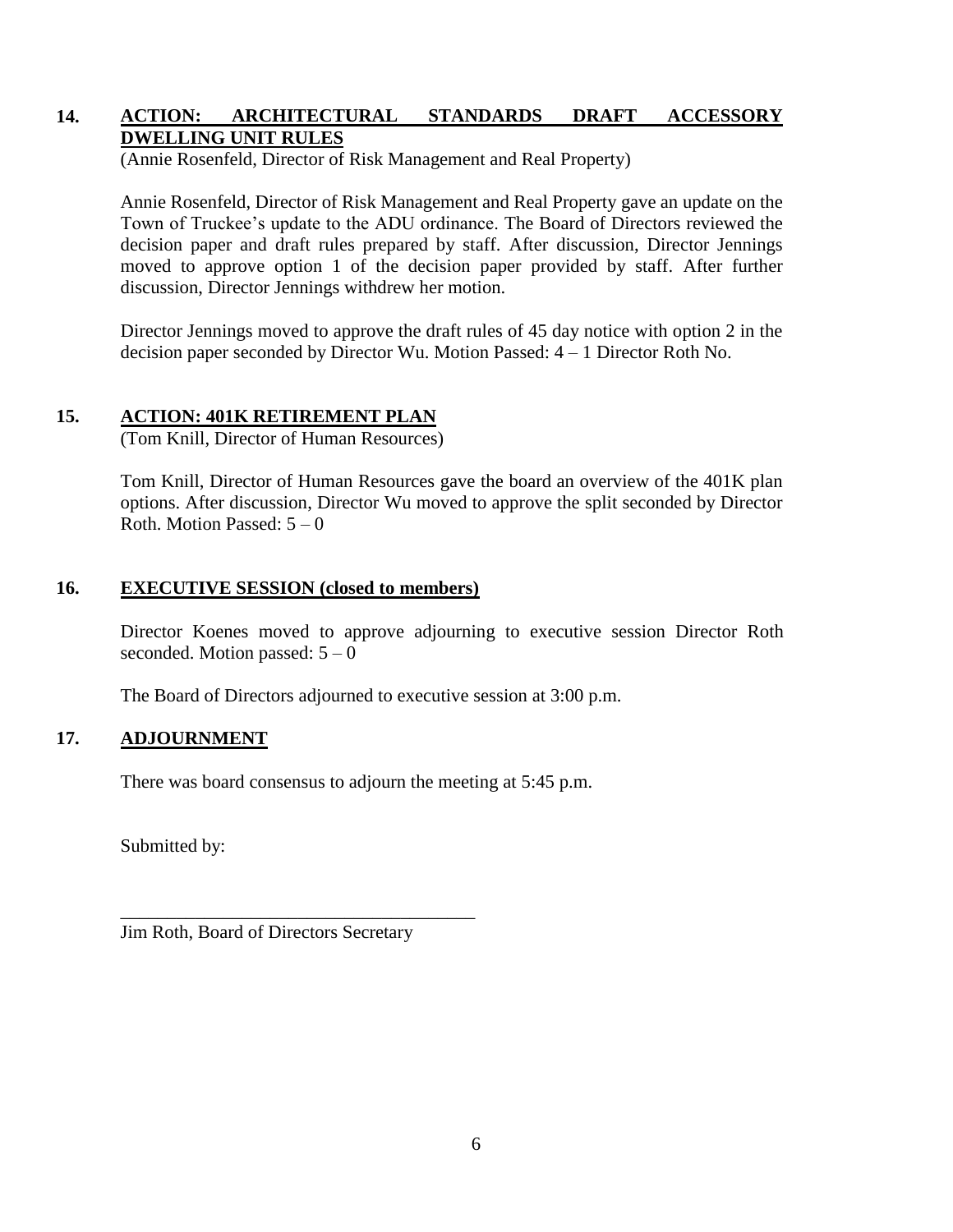## 14. ACTION: ARCHITECTURAL STANDARDS DRAFT ACCESSORY DWELLING UNIT RULES

(Annie Rosenfeld, Director of Risk Management and Real Property)

Annie Rosenfeld, Director of Risk Management and Real Property gave an update on the Town of Truckee's update to the ADU ordinance. The Board of Directors reviewed the decision paper and draft rules prepared by staff. After discussion, Director Jennings moved to approve option 1 of the decision paper provided by staff. After further discussion, Director Jennings withdrew her motion.

Director Jennings moved to approve the draft rules of 45 day notice with option 2 in the decision paper seconded by Director Wu. Motion Passed: 4 – 1 Director Roth No.

## 15. ACTION: 401K RETIREMENT PLAN

(Tom Knill, Director of Human Resources)

Tom Knill, Director of Human Resources gave the board an overview of the 401K plan options. After discussion, Director Wu moved to approve the split seconded by Director Roth. Motion Passed: 5 – 0

## 16. EXECUTIVE SESSION (closed to members)

Director Koenes moved to approve adjourning to executive session Director Roth seconded. Motion passed: 5 – 0

The Board of Directors adjourned to executive session at 3:00 p.m.

## 17. ADJOURNMENT

There was board consensus to adjourn the meeting at 5:45 p.m.

Submitted by:

\_\_\_\_\_\_\_\_\_\_\_\_\_\_\_\_\_\_\_\_\_\_\_\_\_\_\_\_\_\_\_\_\_\_\_\_\_\_

Jim Roth, Board of Directors Secretary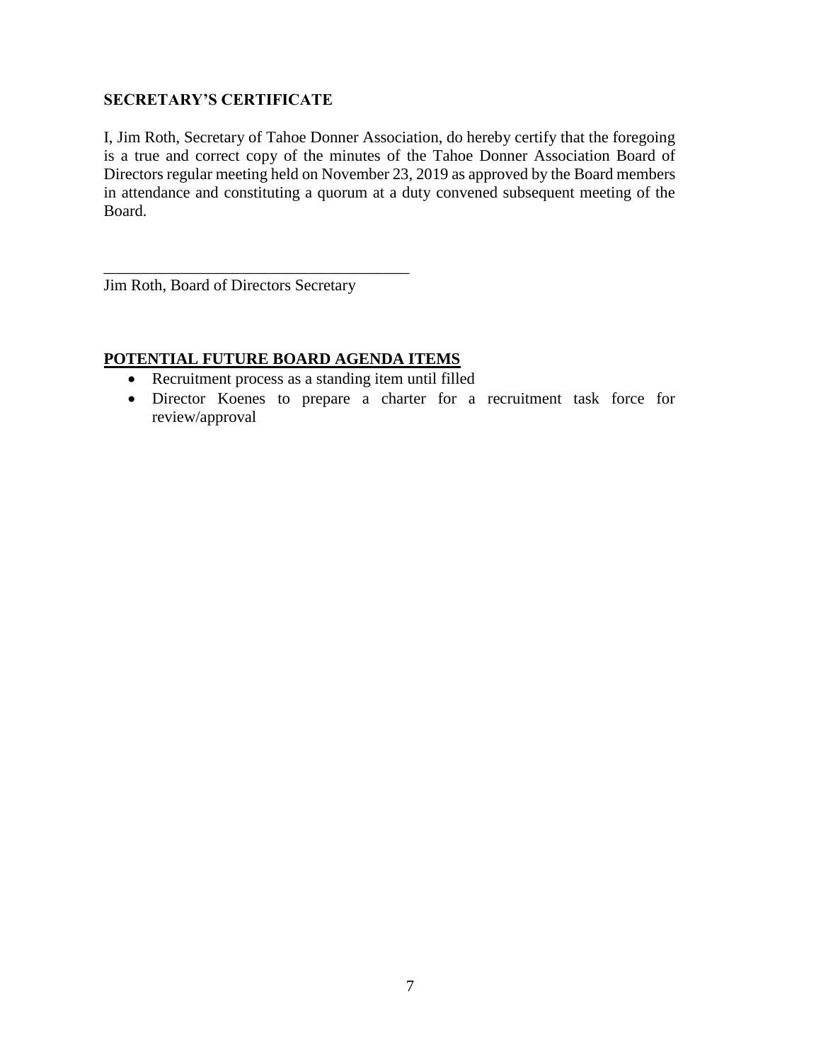**SECRETARY'S CERTIFICATE**

I, Jim Roth, Secretary of Tahoe Donner Association, do hereby certify that the foregoing is a true and correct copy of the minutes of the Tahoe Donner Association Board of Directors regular meeting held on November 23, 2019 as approved by the Board members in attendance and constituting a quorum at a duty convened subsequent meeting of the Board.

\_\_\_\_\_\_\_\_\_\_\_\_\_\_\_\_\_\_\_\_\_\_\_\_\_\_\_\_\_\_\_\_\_\_\_\_\_\_\_\_

Jim Roth, Board of Directors Secretary

**POTENTIAL FUTURE BOARD AGENDA ITEMS**

- Recruitment process as a standing item until filled
- Director Koenes to prepare a charter for a recruitment task force for review/approval